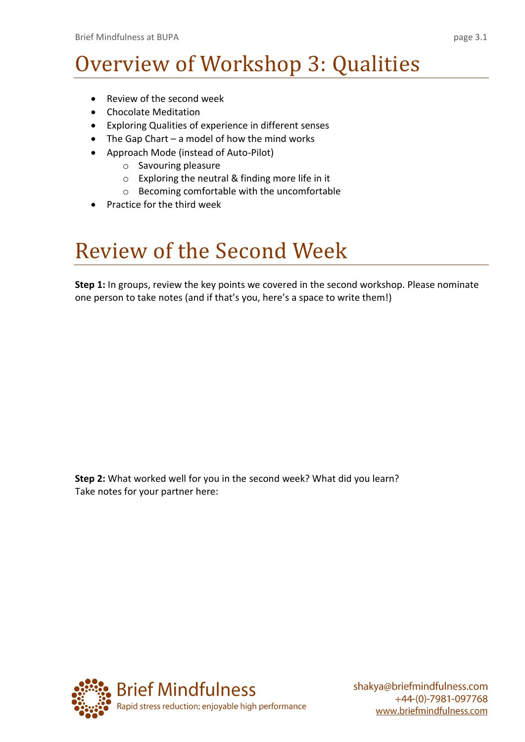# Overview of Workshop 3: Qualities

- Review of the second week
- Chocolate Meditation
- Exploring Qualities of experience in different senses
- The Gap Chart – a model of how the mind works
- Approach Mode (instead of Auto-Pilot)
  - Savouring pleasure
  - Exploring the neutral & finding more life in it
  - Becoming comfortable with the uncomfortable
- Practice for the third week

# Review of the Second Week

**Step 1:** In groups, review the key points we covered in the second workshop. Please nominate one person to take notes (and if that's you, here's a space to write them!)

**Step 2:** What worked well for you in the second week? What did you learn?
Take notes for your partner here:

Brief Mindfulness
Rapid stress reduction; enjoyable high performance

shakya@briefmindfulness.com
+44-(0)-7981-097768
www.briefmindfulness.com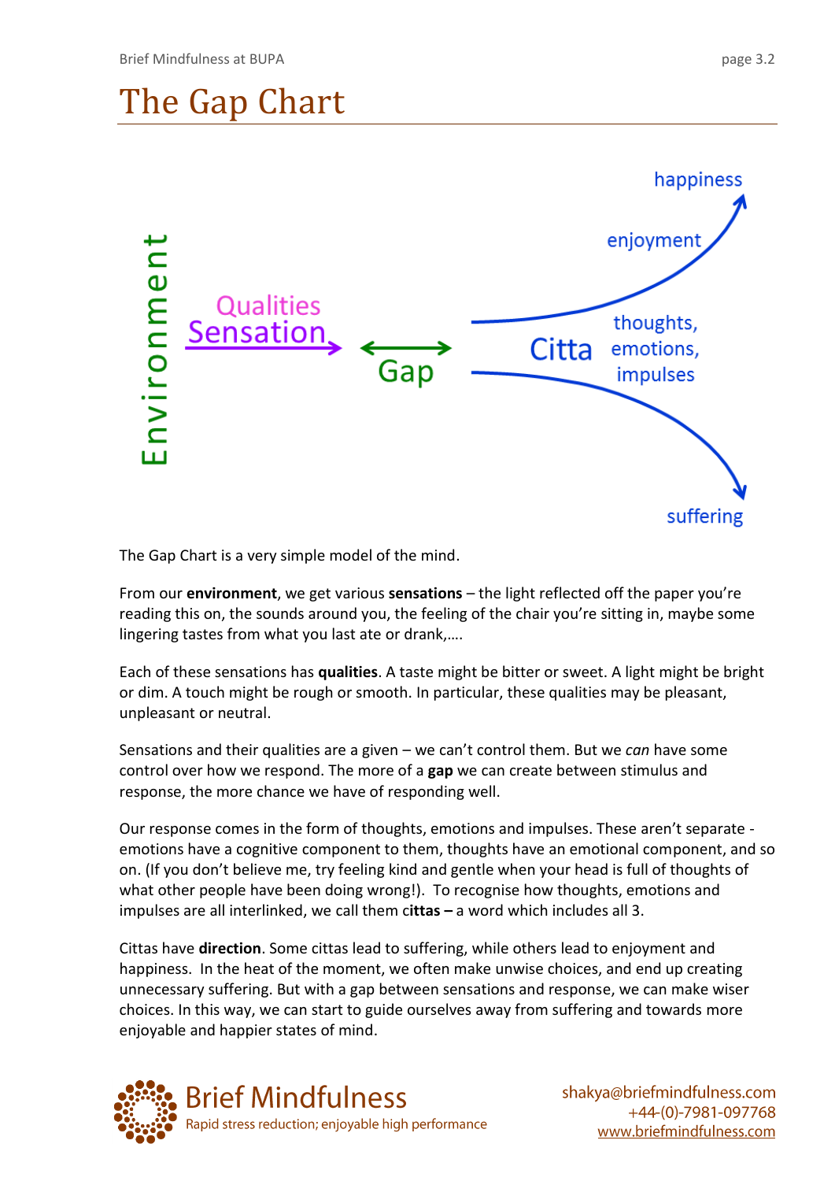# The Gap Chart

Environment

Qualities
Sensation

Gap

Citta thoughts, emotions, impulses

happiness

enjoyment

suffering

The Gap Chart is a very simple model of the mind.

From our **environment**, we get various **sensations** – the light reflected off the paper you're reading this on, the sounds around you, the feeling of the chair you're sitting in, maybe some lingering tastes from what you last ate or drank,….

Each of these sensations has **qualities**. A taste might be bitter or sweet. A light might be bright or dim. A touch might be rough or smooth. In particular, these qualities may be pleasant, unpleasant or neutral.

Sensations and their qualities are a given – we can't control them. But we *can* have some control over how we respond. The more of a **gap** we can create between stimulus and response, the more chance we have of responding well.

Our response comes in the form of thoughts, emotions and impulses. These aren't separate - emotions have a cognitive component to them, thoughts have an emotional component, and so on. (If you don't believe me, try feeling kind and gentle when your head is full of thoughts of what other people have been doing wrong!). To recognise how thoughts, emotions and impulses are all interlinked, we call them c**ittas –** a word which includes all 3.

Cittas have **direction**. Some cittas lead to suffering, while others lead to enjoyment and happiness. In the heat of the moment, we often make unwise choices, and end up creating unnecessary suffering. But with a gap between sensations and response, we can make wiser choices. In this way, we can start to guide ourselves away from suffering and towards more enjoyable and happier states of mind.

Brief Mindfulness
Rapid stress reduction; enjoyable high performance

shakya@briefmindfulness.com
+44-(0)-7981-097768
www.briefmindfulness.com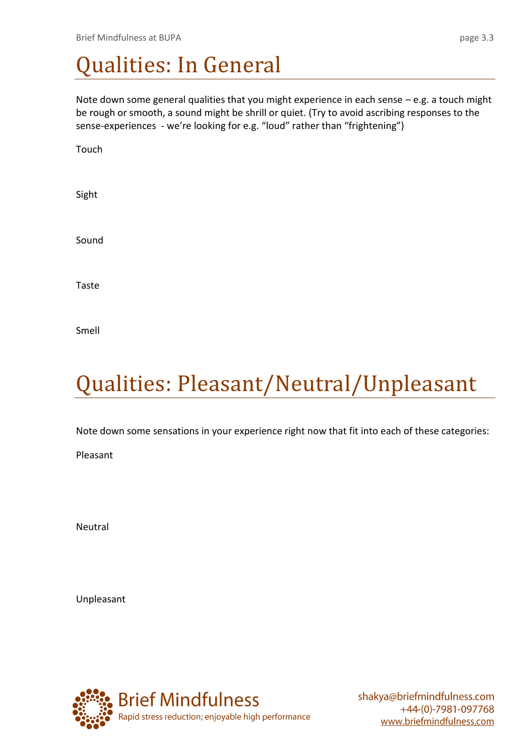# Qualities: In General

Note down some general qualities that you might experience in each sense – e.g. a touch might be rough or smooth, a sound might be shrill or quiet. (Try to avoid ascribing responses to the sense-experiences - we're looking for e.g. "loud" rather than "frightening")

Touch

Sight

Sound

Taste

Smell

# Qualities: Pleasant/Neutral/Unpleasant

Note down some sensations in your experience right now that fit into each of these categories:

Pleasant

Neutral

Unpleasant

Brief Mindfulness
Rapid stress reduction; enjoyable high performance

shakya@briefmindfulness.com
+44-(0)-7981-097768
www.briefmindfulness.com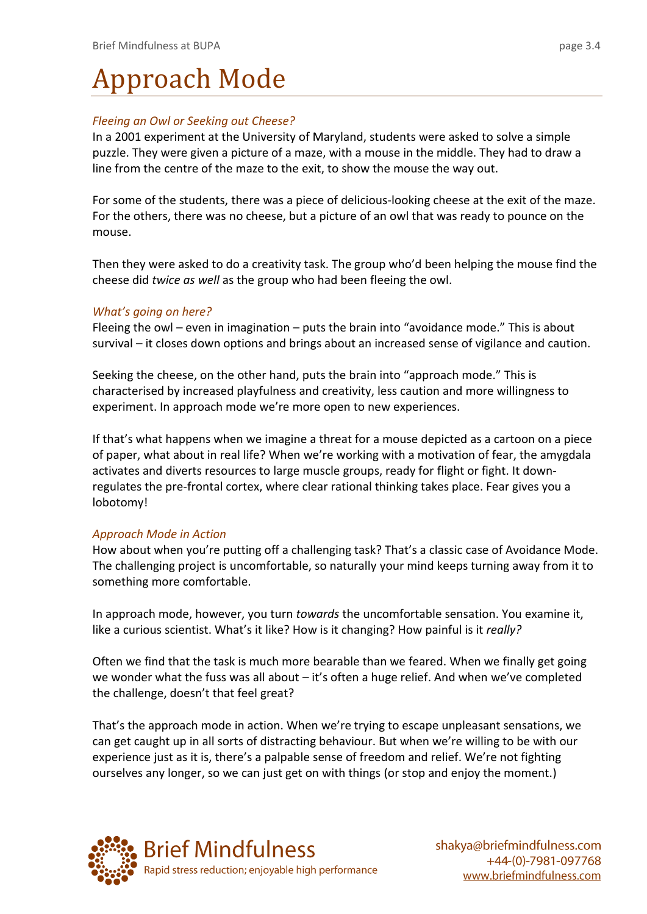# Approach Mode

### *Fleeing an Owl or Seeking out Cheese?*

In a 2001 experiment at the University of Maryland, students were asked to solve a simple puzzle. They were given a picture of a maze, with a mouse in the middle. They had to draw a line from the centre of the maze to the exit, to show the mouse the way out.

For some of the students, there was a piece of delicious-looking cheese at the exit of the maze. For the others, there was no cheese, but a picture of an owl that was ready to pounce on the mouse.

Then they were asked to do a creativity task. The group who'd been helping the mouse find the cheese did *twice as well* as the group who had been fleeing the owl.

### *What's going on here?*

Fleeing the owl – even in imagination – puts the brain into "avoidance mode." This is about survival – it closes down options and brings about an increased sense of vigilance and caution.

Seeking the cheese, on the other hand, puts the brain into "approach mode." This is characterised by increased playfulness and creativity, less caution and more willingness to experiment. In approach mode we're more open to new experiences.

If that's what happens when we imagine a threat for a mouse depicted as a cartoon on a piece of paper, what about in real life? When we're working with a motivation of fear, the amygdala activates and diverts resources to large muscle groups, ready for flight or fight. It down-regulates the pre-frontal cortex, where clear rational thinking takes place. Fear gives you a lobotomy!

### *Approach Mode in Action*

How about when you're putting off a challenging task? That's a classic case of Avoidance Mode. The challenging project is uncomfortable, so naturally your mind keeps turning away from it to something more comfortable.

In approach mode, however, you turn *towards* the uncomfortable sensation. You examine it, like a curious scientist. What's it like? How is it changing? How painful is it *really?*

Often we find that the task is much more bearable than we feared. When we finally get going we wonder what the fuss was all about – it's often a huge relief. And when we've completed the challenge, doesn't that feel great?

That's the approach mode in action. When we're trying to escape unpleasant sensations, we can get caught up in all sorts of distracting behaviour. But when we're willing to be with our experience just as it is, there's a palpable sense of freedom and relief. We're not fighting ourselves any longer, so we can just get on with things (or stop and enjoy the moment.)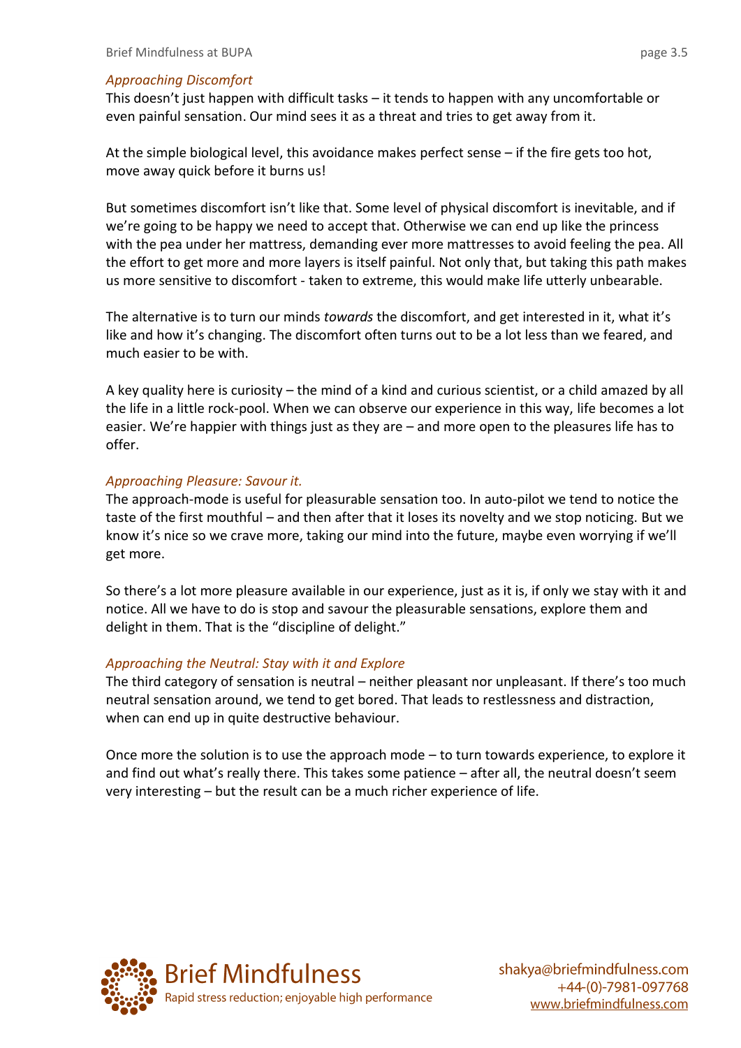*Approaching Discomfort*

This doesn't just happen with difficult tasks – it tends to happen with any uncomfortable or even painful sensation. Our mind sees it as a threat and tries to get away from it.

At the simple biological level, this avoidance makes perfect sense – if the fire gets too hot, move away quick before it burns us!

But sometimes discomfort isn't like that. Some level of physical discomfort is inevitable, and if we're going to be happy we need to accept that. Otherwise we can end up like the princess with the pea under her mattress, demanding ever more mattresses to avoid feeling the pea. All the effort to get more and more layers is itself painful. Not only that, but taking this path makes us more sensitive to discomfort - taken to extreme, this would make life utterly unbearable.

The alternative is to turn our minds *towards* the discomfort, and get interested in it, what it's like and how it's changing. The discomfort often turns out to be a lot less than we feared, and much easier to be with.

A key quality here is curiosity – the mind of a kind and curious scientist, or a child amazed by all the life in a little rock-pool. When we can observe our experience in this way, life becomes a lot easier. We're happier with things just as they are – and more open to the pleasures life has to offer.

*Approaching Pleasure: Savour it.*

The approach-mode is useful for pleasurable sensation too. In auto-pilot we tend to notice the taste of the first mouthful – and then after that it loses its novelty and we stop noticing. But we know it's nice so we crave more, taking our mind into the future, maybe even worrying if we'll get more.

So there's a lot more pleasure available in our experience, just as it is, if only we stay with it and notice. All we have to do is stop and savour the pleasurable sensations, explore them and delight in them. That is the "discipline of delight."

*Approaching the Neutral: Stay with it and Explore*

The third category of sensation is neutral – neither pleasant nor unpleasant. If there's too much neutral sensation around, we tend to get bored. That leads to restlessness and distraction, when can end up in quite destructive behaviour.

Once more the solution is to use the approach mode – to turn towards experience, to explore it and find out what's really there. This takes some patience – after all, the neutral doesn't seem very interesting – but the result can be a much richer experience of life.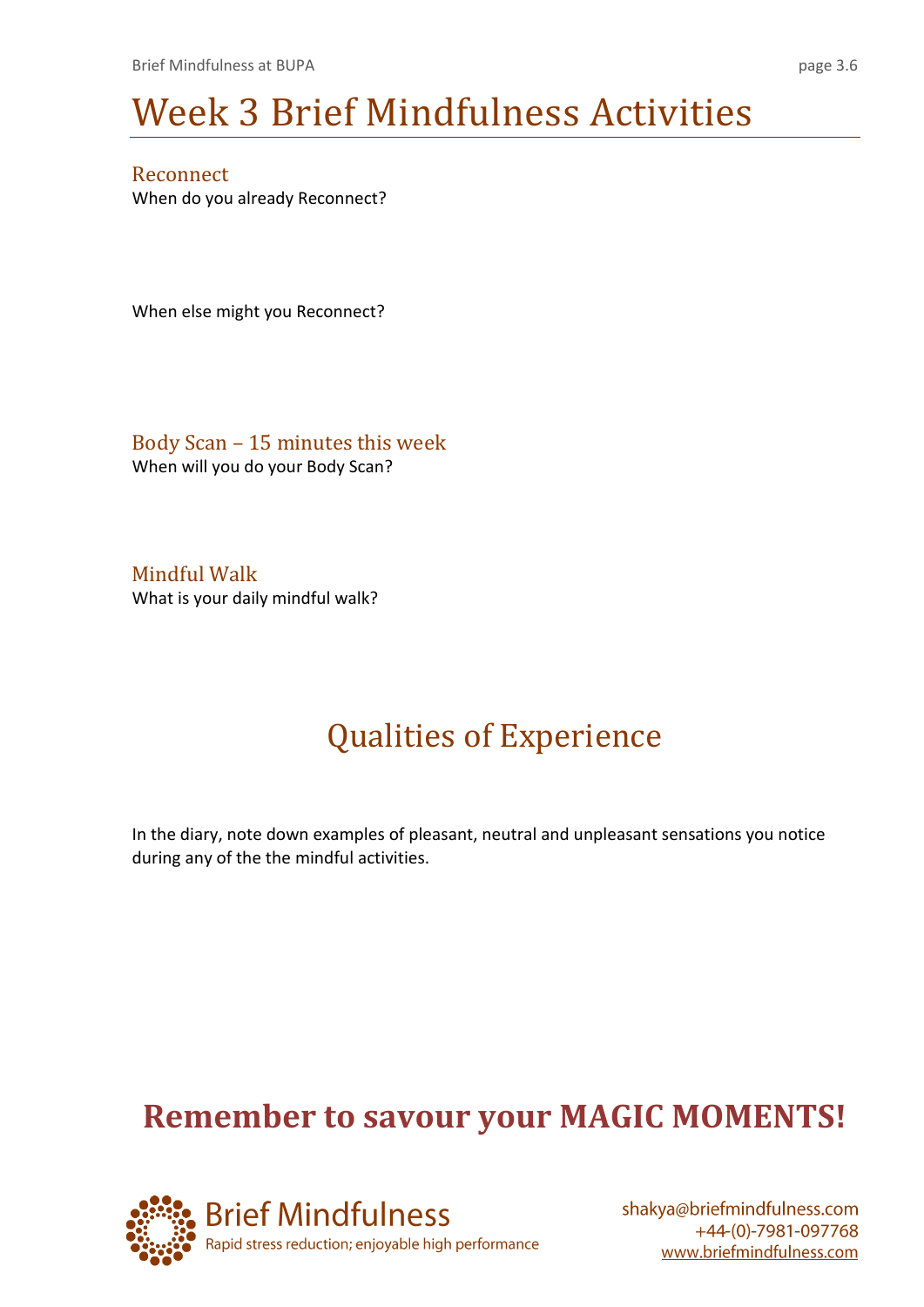# Week 3 Brief Mindfulness Activities

## Reconnect

When do you already Reconnect?

When else might you Reconnect?

## Body Scan – 15 minutes this week

When will you do your Body Scan?

## Mindful Walk

What is your daily mindful walk?

## Qualities of Experience

In the diary, note down examples of pleasant, neutral and unpleasant sensations you notice during any of the the mindful activities.

**Remember to savour your MAGIC MOMENTS!**

Brief Mindfulness
Rapid stress reduction; enjoyable high performance

shakya@briefmindfulness.com
+44-(0)-7981-097768
www.briefmindfulness.com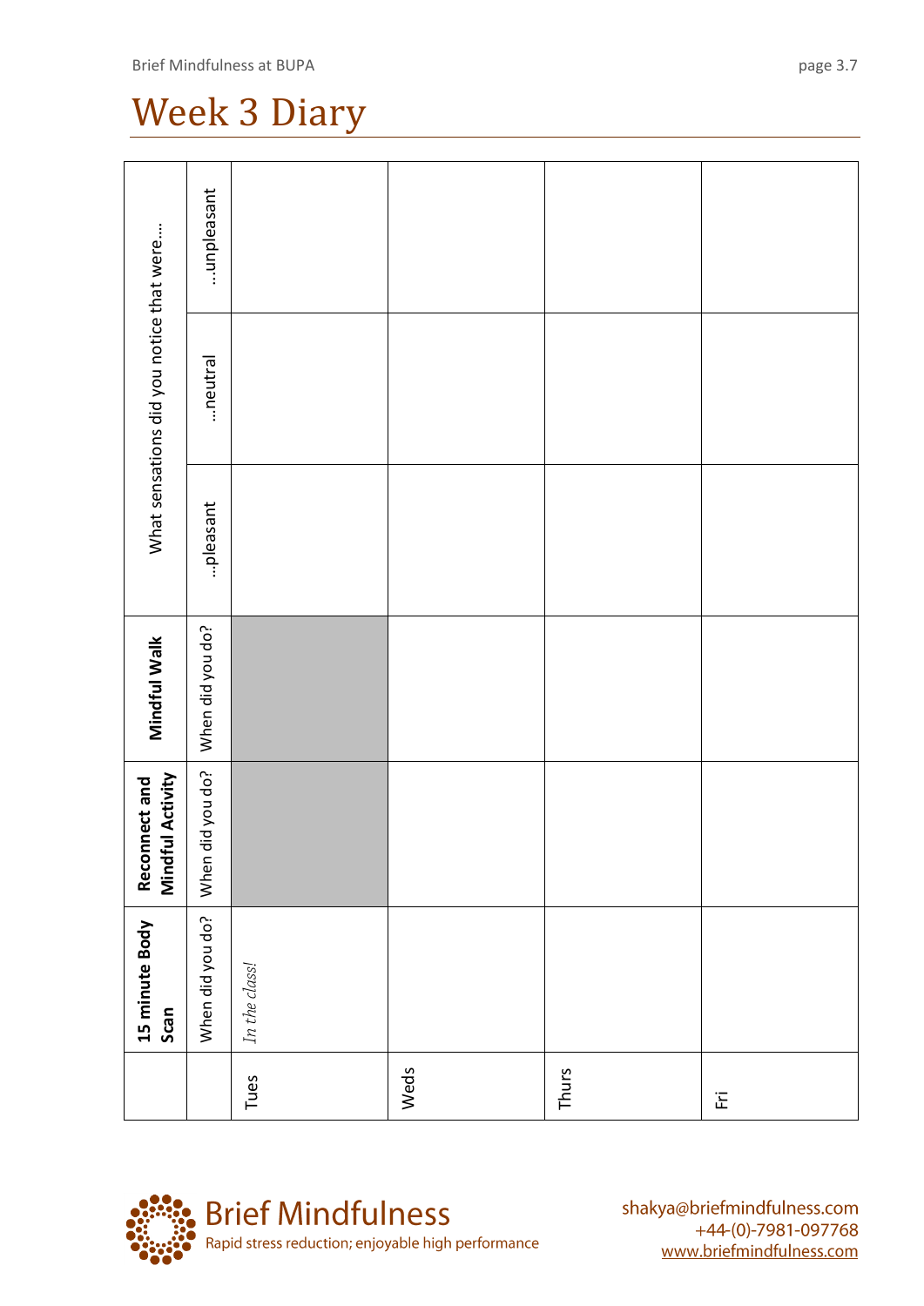# Week 3 Diary

| | 15 minute Body Scan | Reconnect and Mindful Activity | Mindful Walk | What sensations did you notice that were…. | | |
|---|---|---|---|---|---|---|
| | When did you do? | When did you do? | When did you do? | …pleasant | …neutral | …unpleasant |
| Tues | *In the class!* | | | | | |
| Weds | | | | | | |
| Thurs | | | | | | |
| Fri | | | | | | |

**Brief Mindfulness**
Rapid stress reduction; enjoyable high performance

shakya@briefmindfulness.com
+44-(0)-7981-097768
www.briefmindfulness.com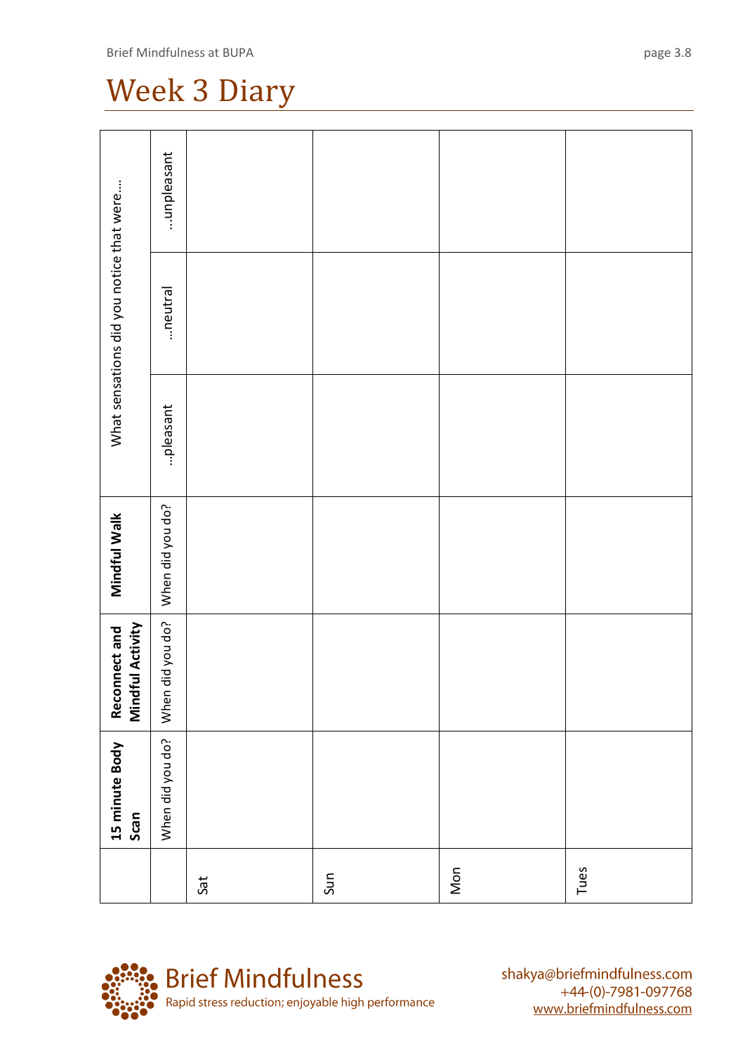# Week 3 Diary

| | 15 minute Body Scan | Reconnect and Mindful Activity | Mindful Walk | What sensations did you notice that were.... | | |
|---|---|---|---|---|---|---|
| | When did you do? | When did you do? | When did you do? | ...pleasant | ...neutral | ...unpleasant |
| Sat | | | | | | |
| Sun | | | | | | |
| Mon | | | | | | |
| Tues | | | | | | |

Brief Mindfulness
Rapid stress reduction; enjoyable high performance

shakya@briefmindfulness.com
+44-(0)-7981-097768
www.briefmindfulness.com